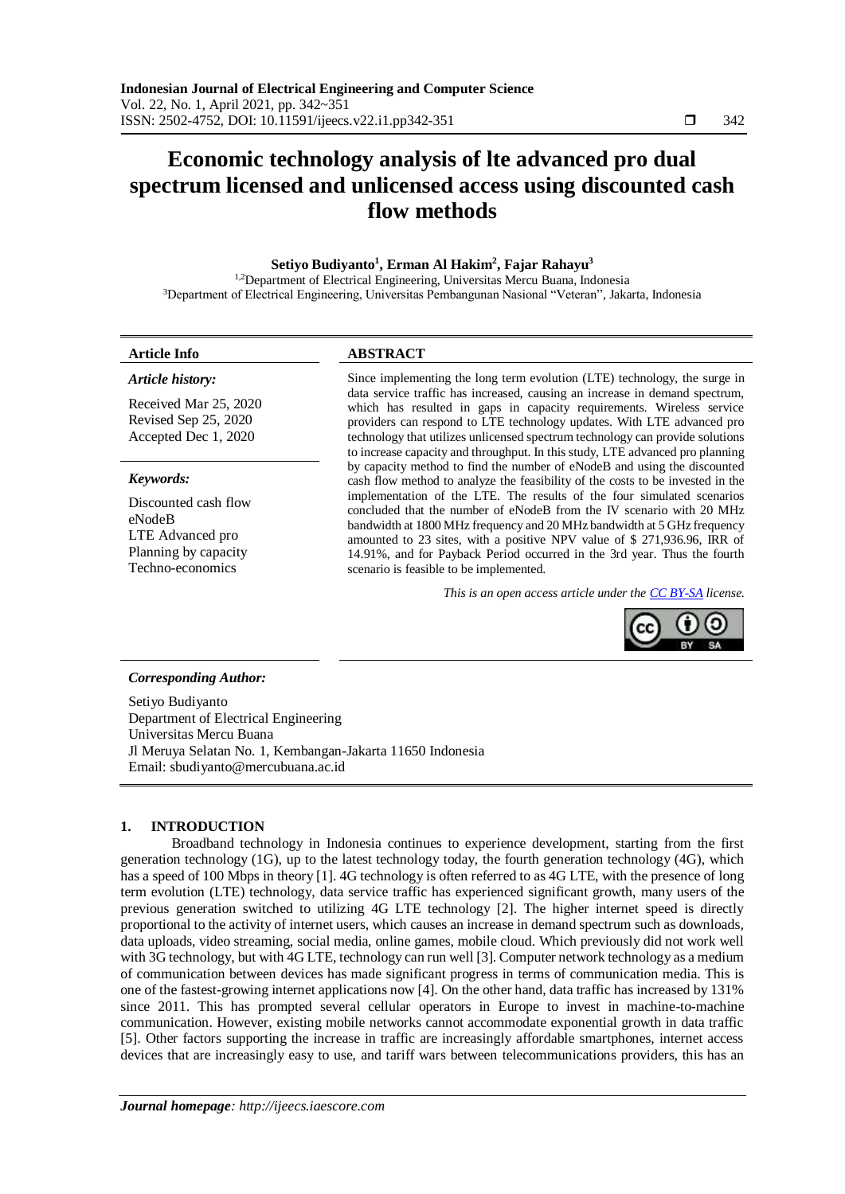# Economic technology analysis of lte advanced pro dual spectrum licensed and unlicensed access using discounted cash flow methods

**Setiyo Budiyanto[1], Erman Al Hakim[2], Fajar Rahayu[3]**

[1,2]Department of Electrical Engineering, Universitas Mercu Buana, Indonesia
[3]Department of Electrical Engineering, Universitas Pembangunan Nasional "Veteran", Jakarta, Indonesia

| **Article Info** | **ABSTRACT** |
|---|---|
| ***Article history:*** Received Mar 25, 2020; Revised Sep 25, 2020; Accepted Dec 1, 2020 | Since implementing the long term evolution (LTE) technology, the surge in data service traffic has increased, causing an increase in demand spectrum, which has resulted in gaps in capacity requirements. Wireless service providers can respond to LTE technology updates. With LTE advanced pro technology that utilizes unlicensed spectrum technology can provide solutions to increase capacity and throughput. In this study, LTE advanced pro planning by capacity method to find the number of eNodeB and using the discounted cash flow method to analyze the feasibility of the costs to be invested in the implementation of the LTE. The results of the four simulated scenarios concluded that the number of eNodeB from the IV scenario with 20 MHz bandwidth at 1800 MHz frequency and 20 MHz bandwidth at 5 GHz frequency amounted to 23 sites, with a positive NPV value of $ 271,936.96, IRR of 14.91%, and for Payback Period occurred in the 3rd year. Thus the fourth scenario is feasible to be implemented. |
| ***Keywords:*** Discounted cash flow; eNodeB; LTE Advanced pro; Planning by capacity; Techno-economics | *This is an open access article under the CC BY-SA license.* |

***Corresponding Author:***

Setiyo Budiyanto
Department of Electrical Engineering
Universitas Mercu Buana
Jl Meruya Selatan No. 1, Kembangan-Jakarta 11650 Indonesia
Email: sbudiyanto@mercubuana.ac.id

## 1. INTRODUCTION

Broadband technology in Indonesia continues to experience development, starting from the first generation technology (1G), up to the latest technology today, the fourth generation technology (4G), which has a speed of 100 Mbps in theory [1]. 4G technology is often referred to as 4G LTE, with the presence of long term evolution (LTE) technology, data service traffic has experienced significant growth, many users of the previous generation switched to utilizing 4G LTE technology [2]. The higher internet speed is directly proportional to the activity of internet users, which causes an increase in demand spectrum such as downloads, data uploads, video streaming, social media, online games, mobile cloud. Which previously did not work well with 3G technology, but with 4G LTE, technology can run well [3]. Computer network technology as a medium of communication between devices has made significant progress in terms of communication media. This is one of the fastest-growing internet applications now [4]. On the other hand, data traffic has increased by 131% since 2011. This has prompted several cellular operators in Europe to invest in machine-to-machine communication. However, existing mobile networks cannot accommodate exponential growth in data traffic [5]. Other factors supporting the increase in traffic are increasingly affordable smartphones, internet access devices that are increasingly easy to use, and tariff wars between telecommunications providers, this has an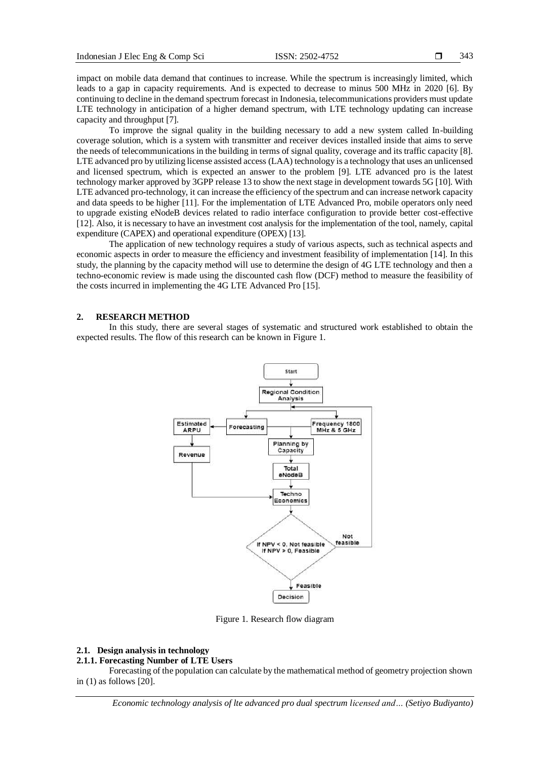impact on mobile data demand that continues to increase. While the spectrum is increasingly limited, which leads to a gap in capacity requirements. And is expected to decrease to minus 500 MHz in 2020 [6]. By continuing to decline in the demand spectrum forecast in Indonesia, telecommunications providers must update LTE technology in anticipation of a higher demand spectrum, with LTE technology updating can increase capacity and throughput [7].

To improve the signal quality in the building necessary to add a new system called In-building coverage solution, which is a system with transmitter and receiver devices installed inside that aims to serve the needs of telecommunications in the building in terms of signal quality, coverage and its traffic capacity [8]. LTE advanced pro by utilizing license assisted access (LAA) technology is a technology that uses an unlicensed and licensed spectrum, which is expected an answer to the problem [9]. LTE advanced pro is the latest technology marker approved by 3GPP release 13 to show the next stage in development towards 5G [10]. With LTE advanced pro-technology, it can increase the efficiency of the spectrum and can increase network capacity and data speeds to be higher [11]. For the implementation of LTE Advanced Pro, mobile operators only need to upgrade existing eNodeB devices related to radio interface configuration to provide better cost-effective [12]. Also, it is necessary to have an investment cost analysis for the implementation of the tool, namely, capital expenditure (CAPEX) and operational expenditure (OPEX) [13].

The application of new technology requires a study of various aspects, such as technical aspects and economic aspects in order to measure the efficiency and investment feasibility of implementation [14]. In this study, the planning by the capacity method will use to determine the design of 4G LTE technology and then a techno-economic review is made using the discounted cash flow (DCF) method to measure the feasibility of the costs incurred in implementing the 4G LTE Advanced Pro [15].

## 2. RESEARCH METHOD

In this study, there are several stages of systematic and structured work established to obtain the expected results. The flow of this research can be known in Figure 1.

Figure 1. Research flow diagram

### 2.1. Design analysis in technology

#### 2.1.1. Forecasting Number of LTE Users

Forecasting of the population can calculate by the mathematical method of geometry projection shown in (1) as follows [20].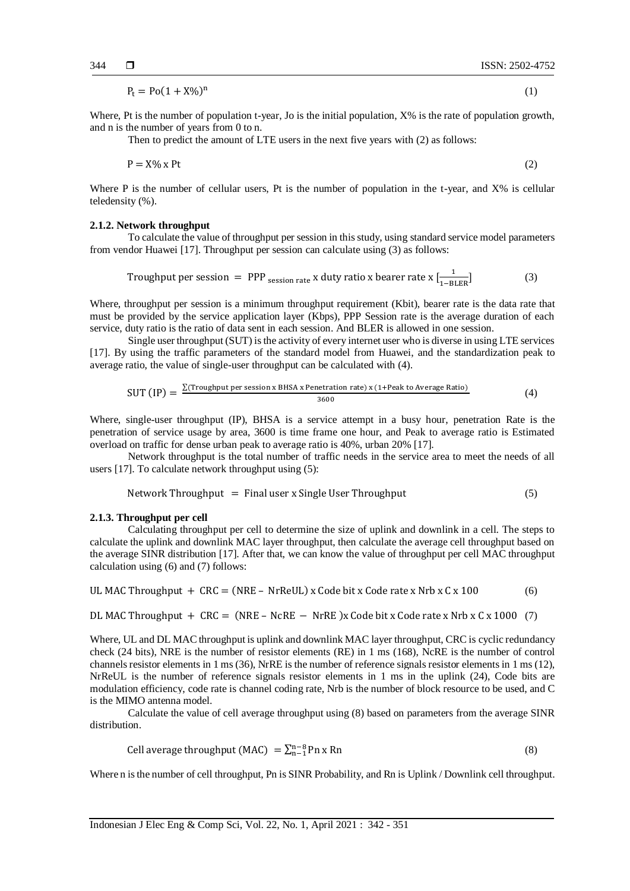$$P_t = Po(1 + X\%)^n \tag{1}$$

Where, Pt is the number of population t-year, Jo is the initial population, X% is the rate of population growth, and n is the number of years from 0 to n.

Then to predict the amount of LTE users in the next five years with (2) as follows:

$$P = X\% \text{ x Pt} \tag{2}$$

Where P is the number of cellular users, Pt is the number of population in the t-year, and X% is cellular teledensity (%).

### 2.1.2. Network throughput

To calculate the value of throughput per session in this study, using standard service model parameters from vendor Huawei [17]. Throughput per session can calculate using (3) as follows:

$$\text{Troughput per session} = \text{PPP}_{\text{session rate}} \text{ x duty ratio x bearer rate x } [\tfrac{1}{1-\text{BLER}}] \tag{3}$$

Where, throughput per session is a minimum throughput requirement (Kbit), bearer rate is the data rate that must be provided by the service application layer (Kbps), PPP Session rate is the average duration of each service, duty ratio is the ratio of data sent in each session. And BLER is allowed in one session.

Single user throughput (SUT) is the activity of every internet user who is diverse in using LTE services [17]. By using the traffic parameters of the standard model from Huawei, and the standardization peak to average ratio, the value of single-user throughput can be calculated with (4).

$$\text{SUT (IP)} = \frac{\sum(\text{Troughput per session x BHSA x Penetration rate}) \text{ x } (1+\text{Peak to Average Ratio})}{3600} \tag{4}$$

Where, single-user throughput (IP), BHSA is a service attempt in a busy hour, penetration Rate is the penetration of service usage by area, 3600 is time frame one hour, and Peak to average ratio is Estimated overload on traffic for dense urban peak to average ratio is 40%, urban 20% [17].

Network throughput is the total number of traffic needs in the service area to meet the needs of all users [17]. To calculate network throughput using (5):

$$\text{Network Throughput} = \text{Final user x Single User Throughput} \tag{5}$$

### 2.1.3. Throughput per cell

Calculating throughput per cell to determine the size of uplink and downlink in a cell. The steps to calculate the uplink and downlink MAC layer throughput, then calculate the average cell throughput based on the average SINR distribution [17]. After that, we can know the value of throughput per cell MAC throughput calculation using (6) and (7) follows:

$$\text{UL MAC Throughput} + \text{CRC} = (\text{NRE} - \text{NrReUL}) \text{ x Code bit x Code rate x Nrb x C x } 100 \tag{6}$$

$$\text{DL MAC Throughput} + \text{CRC} = (\text{NRE} - \text{NcRE} - \text{NrRE}) \text{x Code bit x Code rate x Nrb x C x } 1000 \tag{7}$$

Where, UL and DL MAC throughput is uplink and downlink MAC layer throughput, CRC is cyclic redundancy check (24 bits), NRE is the number of resistor elements (RE) in 1 ms (168), NcRE is the number of control channels resistor elements in 1 ms (36), NrRE is the number of reference signals resistor elements in 1 ms (12), NrReUL is the number of reference signals resistor elements in 1 ms in the uplink (24), Code bits are modulation efficiency, code rate is channel coding rate, Nrb is the number of block resource to be used, and C is the MIMO antenna model.

Calculate the value of cell average throughput using (8) based on parameters from the average SINR distribution.

$$\text{Cell average throughput (MAC)} = \sum_{n-1}^{n-8} \text{Pn x Rn} \tag{8}$$

Where n is the number of cell throughput, Pn is SINR Probability, and Rn is Uplink / Downlink cell throughput.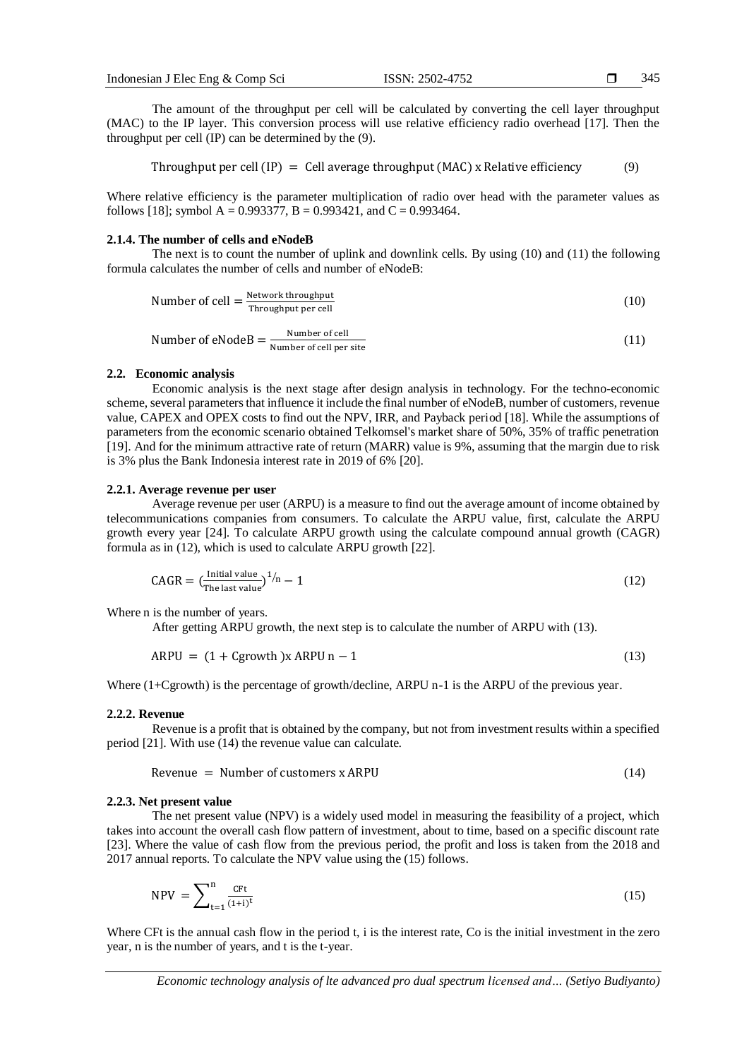The amount of the throughput per cell will be calculated by converting the cell layer throughput (MAC) to the IP layer. This conversion process will use relative efficiency radio overhead [17]. Then the throughput per cell (IP) can be determined by the (9).

$$\text{Throughput per cell (IP)} = \text{Cell average throughput (MAC) x Relative efficiency} \quad (9)$$

Where relative efficiency is the parameter multiplication of radio over head with the parameter values as follows [18]; symbol A = 0.993377, B = 0.993421, and C = 0.993464.

#### 2.1.4. The number of cells and eNodeB

The next is to count the number of uplink and downlink cells. By using (10) and (11) the following formula calculates the number of cells and number of eNodeB:

$$\text{Number of cell} = \frac{\text{Network throughput}}{\text{Throughput per cell}} \quad (10)$$

$$\text{Number of eNodeB} = \frac{\text{Number of cell}}{\text{Number of cell per site}} \quad (11)$$

### 2.2. Economic analysis

Economic analysis is the next stage after design analysis in technology. For the techno-economic scheme, several parameters that influence it include the final number of eNodeB, number of customers, revenue value, CAPEX and OPEX costs to find out the NPV, IRR, and Payback period [18]. While the assumptions of parameters from the economic scenario obtained Telkomsel's market share of 50%, 35% of traffic penetration [19]. And for the minimum attractive rate of return (MARR) value is 9%, assuming that the margin due to risk is 3% plus the Bank Indonesia interest rate in 2019 of 6% [20].

#### 2.2.1. Average revenue per user

Average revenue per user (ARPU) is a measure to find out the average amount of income obtained by telecommunications companies from consumers. To calculate the ARPU value, first, calculate the ARPU growth every year [24]. To calculate ARPU growth using the calculate compound annual growth (CAGR) formula as in (12), which is used to calculate ARPU growth [22].

$$\text{CAGR} = \left(\frac{\text{Initial value}}{\text{The last value}}\right)^{1/n} - 1 \quad (12)$$

Where n is the number of years.

After getting ARPU growth, the next step is to calculate the number of ARPU with (13).

$$\text{ARPU} = (1 + \text{Cgrowth})\text{x ARPU n} - 1 \quad (13)$$

Where (1+Cgrowth) is the percentage of growth/decline, ARPU n-1 is the ARPU of the previous year.

#### 2.2.2. Revenue

Revenue is a profit that is obtained by the company, but not from investment results within a specified period [21]. With use (14) the revenue value can calculate.

$$\text{Revenue} = \text{Number of customers x ARPU} \quad (14)$$

#### 2.2.3. Net present value

The net present value (NPV) is a widely used model in measuring the feasibility of a project, which takes into account the overall cash flow pattern of investment, about to time, based on a specific discount rate [23]. Where the value of cash flow from the previous period, the profit and loss is taken from the 2018 and 2017 annual reports. To calculate the NPV value using the (15) follows.

$$\text{NPV} = \sum_{t=1}^{n} \frac{\text{CFt}}{(1+i)^t} \quad (15)$$

Where CFt is the annual cash flow in the period t, i is the interest rate, Co is the initial investment in the zero year, n is the number of years, and t is the t-year.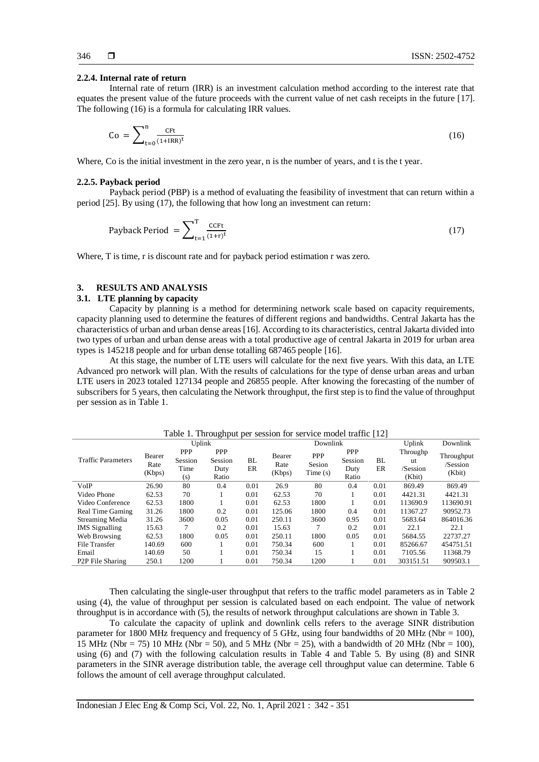### 2.2.4. Internal rate of return

Internal rate of return (IRR) is an investment calculation method according to the interest rate that equates the present value of the future proceeds with the current value of net cash receipts in the future [17]. The following (16) is a formula for calculating IRR values.

$$\text{Co} = \sum_{t=0}^{n} \frac{\text{CFt}}{(1+\text{IRR})^{t}} \tag{16}$$

Where, Co is the initial investment in the zero year, n is the number of years, and t is the t year.

### 2.2.5. Payback period

Payback period (PBP) is a method of evaluating the feasibility of investment that can return within a period [25]. By using (17), the following that how long an investment can return:

$$\text{Payback Period} = \sum_{t=1}^{T} \frac{\text{CCFt}}{(1+r)^{t}} \tag{17}$$

Where, T is time, r is discount rate and for payback period estimation r was zero.

## 3. RESULTS AND ANALYSIS

### 3.1. LTE planning by capacity

Capacity by planning is a method for determining network scale based on capacity requirements, capacity planning used to determine the features of different regions and bandwidths. Central Jakarta has the characteristics of urban and urban dense areas [16]. According to its characteristics, central Jakarta divided into two types of urban and urban dense areas with a total productive age of central Jakarta in 2019 for urban area types is 145218 people and for urban dense totalling 687465 people [16].

At this stage, the number of LTE users will calculate for the next five years. With this data, an LTE Advanced pro network will plan. With the results of calculations for the type of dense urban areas and urban LTE users in 2023 totaled 127134 people and 26855 people. After knowing the forecasting of the number of subscribers for 5 years, then calculating the Network throughput, the first step is to find the value of throughput per session as in Table 1.

Table 1. Throughput per session for service model traffic [12]

| Traffic Parameters | Uplink | | | | Downlink | | | | Uplink | Downlink |
|---|---|---|---|---|---|---|---|---|---|---|
| | Bearer Rate (Kbps) | PPP Session Time (s) | PPP Session Duty Ratio | BL ER | Bearer Rate (Kbps) | PPP Sesion Time (s) | PPP Session Duty Ratio | BL ER | Throughput /Session (Kbit) | Throughput /Session (Kbit) |
| VoIP | 26.90 | 80 | 0.4 | 0.01 | 26.9 | 80 | 0.4 | 0.01 | 869.49 | 869.49 |
| Video Phone | 62.53 | 70 | 1 | 0.01 | 62.53 | 70 | 1 | 0.01 | 4421.31 | 4421.31 |
| Video Conference | 62.53 | 1800 | 1 | 0.01 | 62.53 | 1800 | 1 | 0.01 | 113690.9 | 113690.91 |
| Real Time Gaming | 31.26 | 1800 | 0.2 | 0.01 | 125.06 | 1800 | 0.4 | 0.01 | 11367.27 | 90952.73 |
| Streaming Media | 31.26 | 3600 | 0.05 | 0.01 | 250.11 | 3600 | 0.95 | 0.01 | 5683.64 | 864016.36 |
| IMS Signalling | 15.63 | 7 | 0.2 | 0.01 | 15.63 | 7 | 0.2 | 0.01 | 22.1 | 22.1 |
| Web Browsing | 62.53 | 1800 | 0.05 | 0.01 | 250.11 | 1800 | 0.05 | 0.01 | 5684.55 | 22737.27 |
| File Transfer | 140.69 | 600 | 1 | 0.01 | 750.34 | 600 | 1 | 0.01 | 85266.67 | 454751.51 |
| Email | 140.69 | 50 | 1 | 0.01 | 750.34 | 15 | 1 | 0.01 | 7105.56 | 11368.79 |
| P2P File Sharing | 250.1 | 1200 | 1 | 0.01 | 750.34 | 1200 | 1 | 0.01 | 303151.51 | 909503.1 |

Then calculating the single-user throughput that refers to the traffic model parameters as in Table 2 using (4), the value of throughput per session is calculated based on each endpoint. The value of network throughput is in accordance with (5), the results of network throughput calculations are shown in Table 3.

To calculate the capacity of uplink and downlink cells refers to the average SINR distribution parameter for 1800 MHz frequency and frequency of 5 GHz, using four bandwidths of 20 MHz (Nbr = 100), 15 MHz (Nbr = 75) 10 MHz (Nbr = 50), and 5 MHz (Nbr = 25), with a bandwidth of 20 MHz (Nbr = 100), using (6) and (7) with the following calculation results in Table 4 and Table 5. By using (8) and SINR parameters in the SINR average distribution table, the average cell throughput value can determine. Table 6 follows the amount of cell average throughput calculated.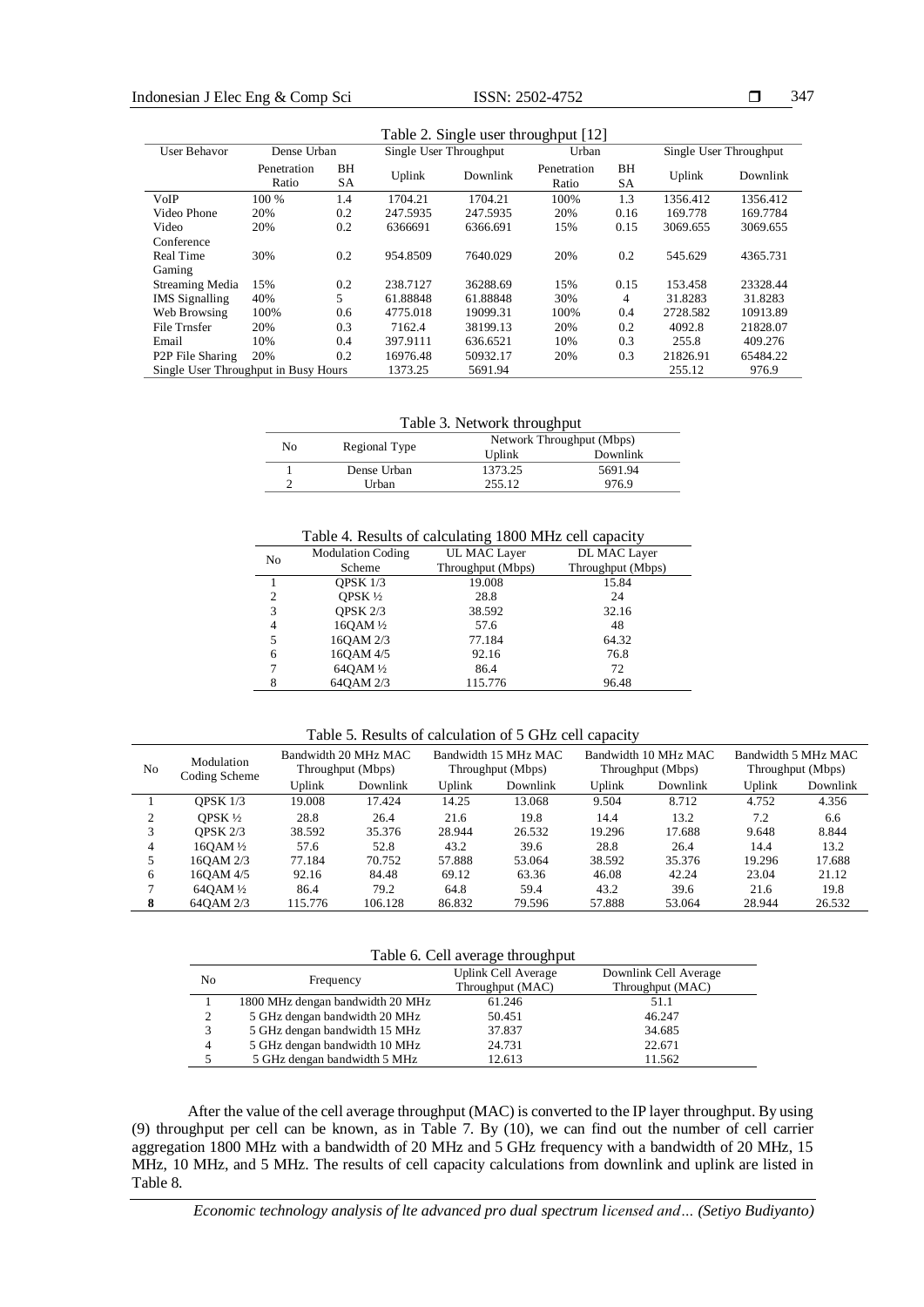Table 2. Single user throughput [12]

| User Behavor | Dense Urban | | Single User Throughput | | Urban | | Single User Throughput | |
|---|---|---|---|---|---|---|---|---|
| | Penetration Ratio | BH SA | Uplink | Downlink | Penetration Ratio | BH SA | Uplink | Downlink |
| VoIP | 100 % | 1.4 | 1704.21 | 1704.21 | 100% | 1.3 | 1356.412 | 1356.412 |
| Video Phone | 20% | 0.2 | 247.5935 | 247.5935 | 20% | 0.16 | 169.778 | 169.7784 |
| Video Conference | 20% | 0.2 | 6366691 | 6366.691 | 15% | 0.15 | 3069.655 | 3069.655 |
| Real Time Gaming | 30% | 0.2 | 954.8509 | 7640.029 | 20% | 0.2 | 545.629 | 4365.731 |
| Streaming Media | 15% | 0.2 | 238.7127 | 36288.69 | 15% | 0.15 | 153.458 | 23328.44 |
| IMS Signalling | 40% | 5 | 61.88848 | 61.88848 | 30% | 4 | 31.8283 | 31.8283 |
| Web Browsing | 100% | 0.6 | 4775.018 | 19099.31 | 100% | 0.4 | 2728.582 | 10913.89 |
| File Trnsfer | 20% | 0.3 | 7162.4 | 38199.13 | 20% | 0.2 | 4092.8 | 21828.07 |
| Email | 10% | 0.4 | 397.9111 | 636.6521 | 10% | 0.3 | 255.8 | 409.276 |
| P2P File Sharing | 20% | 0.2 | 16976.48 | 50932.17 | 20% | 0.3 | 21826.91 | 65484.22 |
| Single User Throughput in Busy Hours | | | 1373.25 | 5691.94 | | | 255.12 | 976.9 |

Table 3. Network throughput

| No | Regional Type | Network Throughput (Mbps) | |
|---|---|---|---|
| | | Uplink | Downlink |
| 1 | Dense Urban | 1373.25 | 5691.94 |
| 2 | Urban | 255.12 | 976.9 |

Table 4. Results of calculating 1800 MHz cell capacity

| No | Modulation Coding Scheme | UL MAC Layer Throughput (Mbps) | DL MAC Layer Throughput (Mbps) |
|---|---|---|---|
| 1 | QPSK 1/3 | 19.008 | 15.84 |
| 2 | QPSK ½ | 28.8 | 24 |
| 3 | QPSK 2/3 | 38.592 | 32.16 |
| 4 | 16QAM ½ | 57.6 | 48 |
| 5 | 16QAM 2/3 | 77.184 | 64.32 |
| 6 | 16QAM 4/5 | 92.16 | 76.8 |
| 7 | 64QAM ½ | 86.4 | 72 |
| 8 | 64QAM 2/3 | 115.776 | 96.48 |

Table 5. Results of calculation of 5 GHz cell capacity

| No | Modulation Coding Scheme | Bandwidth 20 MHz MAC Throughput (Mbps) | | Bandwidth 15 MHz MAC Throughput (Mbps) | | Bandwidth 10 MHz MAC Throughput (Mbps) | | Bandwidth 5 MHz MAC Throughput (Mbps) | |
|---|---|---|---|---|---|---|---|---|---|
| | | Uplink | Downlink | Uplink | Downlink | Uplink | Downlink | Uplink | Downlink |
| 1 | QPSK 1/3 | 19.008 | 17.424 | 14.25 | 13.068 | 9.504 | 8.712 | 4.752 | 4.356 |
| 2 | QPSK ½ | 28.8 | 26.4 | 21.6 | 19.8 | 14.4 | 13.2 | 7.2 | 6.6 |
| 3 | QPSK 2/3 | 38.592 | 35.376 | 28.944 | 26.532 | 19.296 | 17.688 | 9.648 | 8.844 |
| 4 | 16QAM ½ | 57.6 | 52.8 | 43.2 | 39.6 | 28.8 | 26.4 | 14.4 | 13.2 |
| 5 | 16QAM 2/3 | 77.184 | 70.752 | 57.888 | 53.064 | 38.592 | 35.376 | 19.296 | 17.688 |
| 6 | 16QAM 4/5 | 92.16 | 84.48 | 69.12 | 63.36 | 46.08 | 42.24 | 23.04 | 21.12 |
| 7 | 64QAM ½ | 86.4 | 79.2 | 64.8 | 59.4 | 43.2 | 39.6 | 21.6 | 19.8 |
| **8** | 64QAM 2/3 | 115.776 | 106.128 | 86.832 | 79.596 | 57.888 | 53.064 | 28.944 | 26.532 |

Table 6. Cell average throughput

| No | Frequency | Uplink Cell Average Throughput (MAC) | Downlink Cell Average Throughput (MAC) |
|---|---|---|---|
| 1 | 1800 MHz dengan bandwidth 20 MHz | 61.246 | 51.1 |
| 2 | 5 GHz dengan bandwidth 20 MHz | 50.451 | 46.247 |
| 3 | 5 GHz dengan bandwidth 15 MHz | 37.837 | 34.685 |
| 4 | 5 GHz dengan bandwidth 10 MHz | 24.731 | 22.671 |
| 5 | 5 GHz dengan bandwidth 5 MHz | 12.613 | 11.562 |

After the value of the cell average throughput (MAC) is converted to the IP layer throughput. By using (9) throughput per cell can be known, as in Table 7. By (10), we can find out the number of cell carrier aggregation 1800 MHz with a bandwidth of 20 MHz and 5 GHz frequency with a bandwidth of 20 MHz, 15 MHz, 10 MHz, and 5 MHz. The results of cell capacity calculations from downlink and uplink are listed in Table 8.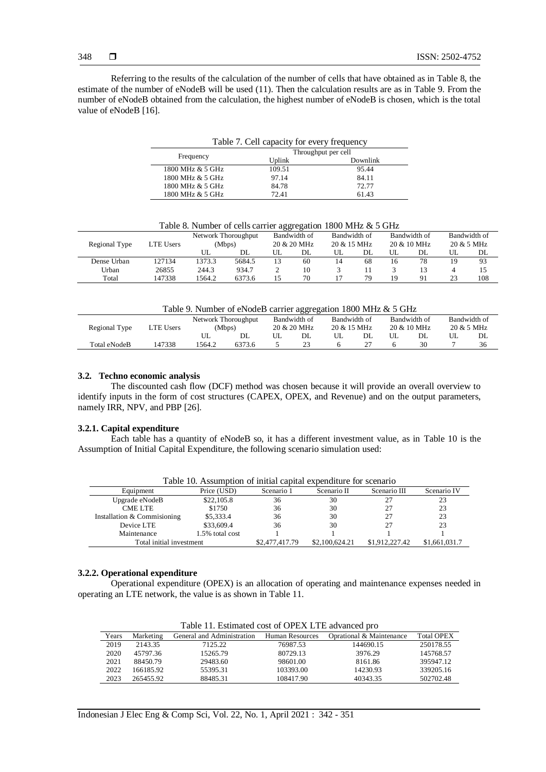Referring to the results of the calculation of the number of cells that have obtained as in Table 8, the estimate of the number of eNodeB will be used (11). Then the calculation results are as in Table 9. From the number of eNodeB obtained from the calculation, the highest number of eNodeB is chosen, which is the total value of eNodeB [16].

Table 7. Cell capacity for every frequency

| Frequency | Throughput per cell | |
|---|---|---|
| | Uplink | Downlink |
| 1800 MHz & 5 GHz | 109.51 | 95.44 |
| 1800 MHz & 5 GHz | 97.14 | 84.11 |
| 1800 MHz & 5 GHz | 84.78 | 72.77 |
| 1800 MHz & 5 GHz | 72.41 | 61.43 |

Table 8. Number of cells carrier aggregation 1800 MHz & 5 GHz

| Regional Type | LTE Users | Network Thoroughput (Mbps) | | Bandwidth of 20 & 20 MHz | | Bandwidth of 20 & 15 MHz | | Bandwidth of 20 & 10 MHz | | Bandwidth of 20 & 5 MHz | |
|---|---|---|---|---|---|---|---|---|---|---|---|
| | | UL | DL | UL | DL | UL | DL | UL | DL | UL | DL |
| Dense Urban | 127134 | 1373.3 | 5684.5 | 13 | 60 | 14 | 68 | 16 | 78 | 19 | 93 |
| Urban | 26855 | 244.3 | 934.7 | 2 | 10 | 3 | 11 | 3 | 13 | 4 | 15 |
| Total | 147338 | 1564.2 | 6373.6 | 15 | 70 | 17 | 79 | 19 | 91 | 23 | 108 |

Table 9. Number of eNodeB carrier aggregation 1800 MHz & 5 GHz

| Regional Type | LTE Users | Network Thoroughput (Mbps) | | Bandwidth of 20 & 20 MHz | | Bandwidth of 20 & 15 MHz | | Bandwidth of 20 & 10 MHz | | Bandwidth of 20 & 5 MHz | |
|---|---|---|---|---|---|---|---|---|---|---|---|
| | | UL | DL | UL | DL | UL | DL | UL | DL | UL | DL |
| Total eNodeB | 147338 | 1564.2 | 6373.6 | 5 | 23 | 6 | 27 | 6 | 30 | 7 | 36 |

### 3.2. Techno economic analysis

The discounted cash flow (DCF) method was chosen because it will provide an overall overview to identify inputs in the form of cost structures (CAPEX, OPEX, and Revenue) and on the output parameters, namely IRR, NPV, and PBP [26].

#### 3.2.1. Capital expenditure

Each table has a quantity of eNodeB so, it has a different investment value, as in Table 10 is the Assumption of Initial Capital Expenditure, the following scenario simulation used:

Table 10. Assumption of initial capital expenditure for scenario

| Equipment | Price (USD) | Scenario 1 | Scenario II | Scenario III | Scenario IV |
|---|---|---|---|---|---|
| Upgrade eNodeB | $22,105.8 | 36 | 30 | 27 | 23 |
| CME LTE | $1750 | 36 | 30 | 27 | 23 |
| Installation & Commisioning | $5,333.4 | 36 | 30 | 27 | 23 |
| Device LTE | $33,609.4 | 36 | 30 | 27 | 23 |
| Maintenance | 1.5% total cost | 1 | 1 | 1 | 1 |
| Total initial investment | | $2,477,417.79 | $2,100,624.21 | $1,912,227.42 | $1,661,031.7 |

#### 3.2.2. Operational expenditure

Operational expenditure (OPEX) is an allocation of operating and maintenance expenses needed in operating an LTE network, the value is as shown in Table 11.

Table 11. Estimated cost of OPEX LTE advanced pro

| Years | Marketing | General and Administration | Human Resources | Oprational & Maintenance | Total OPEX |
|---|---|---|---|---|---|
| 2019 | 2143.35 | 7125.22 | 76987.53 | 144690.15 | 250178.55 |
| 2020 | 45797.36 | 15265.79 | 80729.13 | 3976.29 | 145768.57 |
| 2021 | 88450.79 | 29483.60 | 98601.00 | 8161.86 | 395947.12 |
| 2022 | 166185.92 | 55395.31 | 103393.00 | 14230.93 | 339205.16 |
| 2023 | 265455.92 | 88485.31 | 108417.90 | 40343.35 | 502702.48 |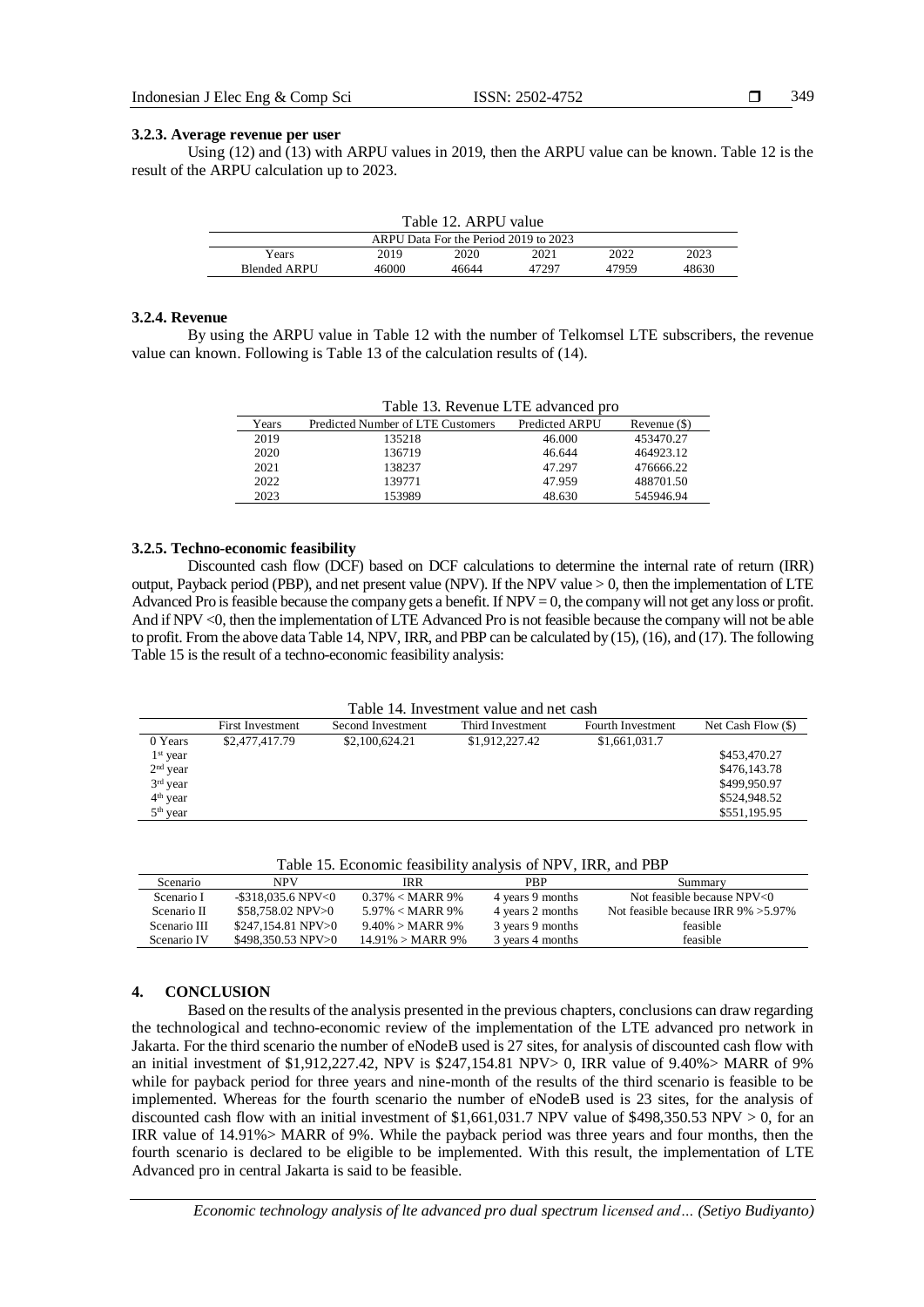### 3.2.3. Average revenue per user

Using (12) and (13) with ARPU values in 2019, then the ARPU value can be known. Table 12 is the result of the ARPU calculation up to 2023.

Table 12. ARPU value

| ARPU Data For the Period 2019 to 2023 | | | | | |
|---|---|---|---|---|---|
| Years | 2019 | 2020 | 2021 | 2022 | 2023 |
| Blended ARPU | 46000 | 46644 | 47297 | 47959 | 48630 |

### 3.2.4. Revenue

By using the ARPU value in Table 12 with the number of Telkomsel LTE subscribers, the revenue value can known. Following is Table 13 of the calculation results of (14).

Table 13. Revenue LTE advanced pro

| Years | Predicted Number of LTE Customers | Predicted ARPU | Revenue ($) |
|---|---|---|---|
| 2019 | 135218 | 46.000 | 453470.27 |
| 2020 | 136719 | 46.644 | 464923.12 |
| 2021 | 138237 | 47.297 | 476666.22 |
| 2022 | 139771 | 47.959 | 488701.50 |
| 2023 | 153989 | 48.630 | 545946.94 |

### 3.2.5. Techno-economic feasibility

Discounted cash flow (DCF) based on DCF calculations to determine the internal rate of return (IRR) output, Payback period (PBP), and net present value (NPV). If the NPV value > 0, then the implementation of LTE Advanced Pro is feasible because the company gets a benefit. If NPV = 0, the company will not get any loss or profit. And if NPV <0, then the implementation of LTE Advanced Pro is not feasible because the company will not be able to profit. From the above data Table 14, NPV, IRR, and PBP can be calculated by (15), (16), and (17). The following Table 15 is the result of a techno-economic feasibility analysis:

Table 14. Investment value and net cash

| | First Investment | Second Investment | Third Investment | Fourth Investment | Net Cash Flow ($) |
|---|---|---|---|---|---|
| 0 Years | $2,477,417.79 | $2,100,624.21 | $1,912,227.42 | $1,661,031.7 | |
| 1st year | | | | | $453,470.27 |
| 2nd year | | | | | $476,143.78 |
| 3rd year | | | | | $499,950.97 |
| 4th year | | | | | $524,948.52 |
| 5th year | | | | | $551,195.95 |

Table 15. Economic feasibility analysis of NPV, IRR, and PBP

| Scenario | NPV | IRR | PBP | Summary |
|---|---|---|---|---|
| Scenario I | -$318,035.6 NPV<0 | 0.37% < MARR 9% | 4 years 9 months | Not feasible because NPV<0 |
| Scenario II | $58,758.02 NPV>0 | 5.97% < MARR 9% | 4 years 2 months | Not feasible because IRR 9% >5.97% |
| Scenario III | $247,154.81 NPV>0 | 9.40% > MARR 9% | 3 years 9 months | feasible |
| Scenario IV | $498,350.53 NPV>0 | 14.91% > MARR 9% | 3 years 4 months | feasible |

## 4. CONCLUSION

Based on the results of the analysis presented in the previous chapters, conclusions can draw regarding the technological and techno-economic review of the implementation of the LTE advanced pro network in Jakarta. For the third scenario the number of eNodeB used is 27 sites, for analysis of discounted cash flow with an initial investment of $1,912,227.42, NPV is $247,154.81 NPV> 0, IRR value of 9.40%> MARR of 9% while for payback period for three years and nine-month of the results of the third scenario is feasible to be implemented. Whereas for the fourth scenario the number of eNodeB used is 23 sites, for the analysis of discounted cash flow with an initial investment of $1,661,031.7 NPV value of $498,350.53 NPV > 0, for an IRR value of 14.91%> MARR of 9%. While the payback period was three years and four months, then the fourth scenario is declared to be eligible to be implemented. With this result, the implementation of LTE Advanced pro in central Jakarta is said to be feasible.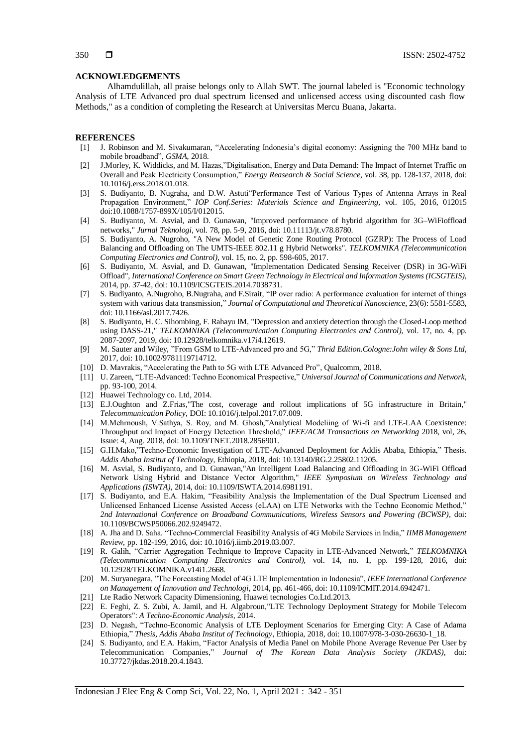**ACKNOWLEDGEMENTS**

Alhamdulillah, all praise belongs only to Allah SWT. The journal labeled is "Economic technology Analysis of LTE Advanced pro dual spectrum licensed and unlicensed access using discounted cash flow Methods," as a condition of completing the Research at Universitas Mercu Buana, Jakarta.

**REFERENCES**

[1] J. Robinson and M. Sivakumaran, "Accelerating Indonesia's digital economy: Assigning the 700 MHz band to mobile broadband", *GSMA*, 2018.

[2] J.Morley, K. Widdicks, and M. Hazas,"Digitalisation, Energy and Data Demand: The Impact of Internet Traffic on Overall and Peak Electricity Consumption," *Energy Reasearch & Social Science*, vol. 38, pp. 128-137, 2018, doi: 10.1016/j.erss.2018.01.018.

[3] S. Budiyanto, B. Nugraha, and D.W. Astuti"Performance Test of Various Types of Antenna Arrays in Real Propagation Environment," *IOP Conf.Series: Materials Science and Engineering*, vol. 105, 2016, 012015 doi:10.1088/1757-899X/105/l/012015.

[4] S. Budiyanto, M. Asvial, and D. Gunawan, "Improved performance of hybrid algorithm for 3G–WiFioffload networks," *Jurnal Teknologi*, vol. 78, pp. 5-9, 2016, doi: 10.11113/jt.v78.8780.

[5] S. Budiyanto, A. Nugroho, "A New Model of Genetic Zone Routing Protocol (GZRP): The Process of Load Balancing and Offloading on The UMTS-IEEE 802.11 g Hybrid Networks". *TELKOMNIKA (Telecommunication Computing Electronics and Control)*, vol. 15, no. 2, pp. 598-605, 2017.

[6] S. Budiyanto, M. Asvial, and D. Gunawan, "Implementation Dedicated Sensing Receiver (DSR) in 3G-WiFi Offload", *International Conference on Smart Green Technology in Electrical and Information Systems (ICSGTEIS)*, 2014, pp. 37-42, doi: 10.1109/ICSGTEIS.2014.7038731.

[7] S. Budiyanto, A.Nugroho, B.Nugraha, and F.Sirait, "IP over radio: A performance evaluation for internet of things system with various data transmission," *Journal of Computational and Theoretical Nanoscience*, 23(6): 5581-5583, doi: 10.1166/asl.2017.7426.

[8] S. Budiyanto, H. C. Sihombing, F. Rahayu IM, "Depression and anxiety detection through the Closed-Loop method using DASS-21," *TELKOMNIKA (Telecommunication Computing Electronics and Control)*, vol. 17, no. 4, pp. 2087-2097, 2019, doi: 10.12928/telkomnika.v17i4.12619.

[9] M. Sauter and Wiley, "From GSM to LTE-Advanced pro and 5G," *Thrid Edition.Cologne:John wiley & Sons Ltd*, 2017, doi: 10.1002/9781119714712.

[10] D. Mavrakis, "Accelerating the Path to 5G with LTE Advanced Pro", Qualcomm, 2018.

[11] U. Zareen, "LTE-Advanced: Techno Economical Prespective," *Universal Journal of Communications and Network*, pp. 93-100, 2014.

[12] Huawei Technology co. Ltd, 2014.

[13] E.J.Oughton and Z.Frias,"The cost, coverage and rollout implications of 5G infrastructure in Britain," *Telecommunication Policy*, DOI: 10.1016/j.telpol.2017.07.009.

[14] M.Mehrnoush, V.Sathya, S. Roy, and M. Ghosh,"Analytical Modeliing of Wi-fi and LTE-LAA Coexistence: Throughput and Impact of Energy Detection Threshold," *IEEE/ACM Transactions on Networking* 2018, vol, 26, Issue: 4, Aug. 2018, doi: 10.1109/TNET.2018.2856901.

[15] G.H.Mako,"Techno-Economic Investigation of LTE-Advanced Deployment for Addis Ababa, Ethiopia," Thesis. *Addis Ababa Institut of Technology*, Ethiopia, 2018, doi: 10.13140/RG.2.25802.11205.

[16] M. Asvial, S. Budiyanto, and D. Gunawan,"An Intelligent Load Balancing and Offloading in 3G-WiFi Offload Network Using Hybrid and Distance Vector Algorithm," *IEEE Symposium on Wireless Technology and Applications (ISWTA)*, 2014, doi: 10.1109/ISWTA.2014.6981191.

[17] S. Budiyanto, and E.A. Hakim, "Feasibility Analysis the Implementation of the Dual Spectrum Licensed and Unlicensed Enhanced License Assisted Access (eLAA) on LTE Networks with the Techno Economic Method," *2nd International Conference on Broadband Communications, Wireless Sensors and Powering (BCWSP)*, doi: 10.1109/BCWSP50066.202.9249472.

[18] A. Jha and D. Saha. "Techno-Commercial Feasibility Analysis of 4G Mobile Services in India," *IIMB Management Review*, pp. 182-199, 2016, doi: 10.1016/j.iimb.2019.03.007.

[19] R. Galih, "Carrier Aggregation Technique to Improve Capacity in LTE-Advanced Network," *TELKOMNIKA (Telecommunication Computing Electronics and Control)*, vol. 14, no. 1, pp. 199-128, 2016, doi: 10.12928/TELKOMNIKA.v14i1.2668.

[20] M. Suryanegara, "The Forecasting Model of 4G LTE Implementation in Indonesia", *IEEE International Conference on Management of Innovation and Technologi*, 2014, pp. 461-466, doi: 10.1109/ICMIT.2014.6942471.

[21] Lte Radio Network Capacity Dimensioning, Huawei tecnologies Co.Ltd.2013.

[22] E. Feghi, Z. S. Zubi, A. Jamil, and H. Algabroun,"LTE Technology Deployment Strategy for Mobile Telecom Operators": *A Techno-Economic Analysis*, 2014.

[23] D. Negash, "Techno-Economic Analysis of LTE Deployment Scenarios for Emerging City: A Case of Adama Ethiopia," *Thesis, Addis Ababa Institut of Technology*, Ethiopia, 2018, doi: 10.1007/978-3-030-26630-1_18.

[24] S. Budiyanto, and E.A. Hakim, "Factor Analysis of Media Panel on Mobile Phone Average Revenue Per User by Telecommunication Companies," *Journal of The Korean Data Analysis Society (JKDAS)*, doi: 10.37727/jkdas.2018.20.4.1843.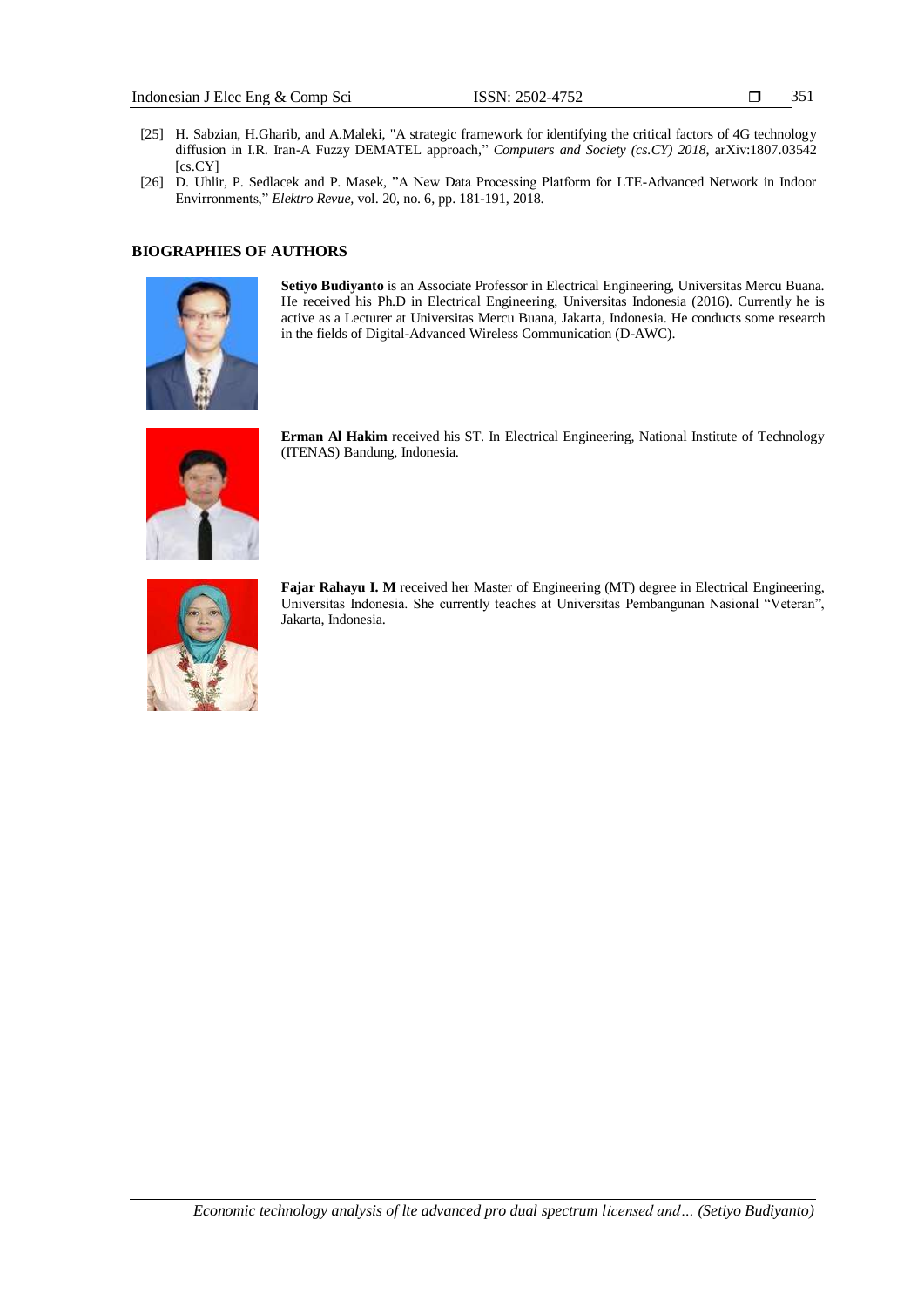[25] H. Sabzian, H.Gharib, and A.Maleki, "A strategic framework for identifying the critical factors of 4G technology diffusion in I.R. Iran-A Fuzzy DEMATEL approach," *Computers and Society (cs.CY) 2018*, arXiv:1807.03542 [cs.CY]

[26] D. Uhlir, P. Sedlacek and P. Masek, "A New Data Processing Platform for LTE-Advanced Network in Indoor Envirronments," *Elektro Revue*, vol. 20, no. 6, pp. 181-191, 2018.

## BIOGRAPHIES OF AUTHORS

**Setiyo Budiyanto** is an Associate Professor in Electrical Engineering, Universitas Mercu Buana. He received his Ph.D in Electrical Engineering, Universitas Indonesia (2016). Currently he is active as a Lecturer at Universitas Mercu Buana, Jakarta, Indonesia. He conducts some research in the fields of Digital-Advanced Wireless Communication (D-AWC).

**Erman Al Hakim** received his ST. In Electrical Engineering, National Institute of Technology (ITENAS) Bandung, Indonesia.

**Fajar Rahayu I. M** received her Master of Engineering (MT) degree in Electrical Engineering, Universitas Indonesia. She currently teaches at Universitas Pembangunan Nasional "Veteran", Jakarta, Indonesia.